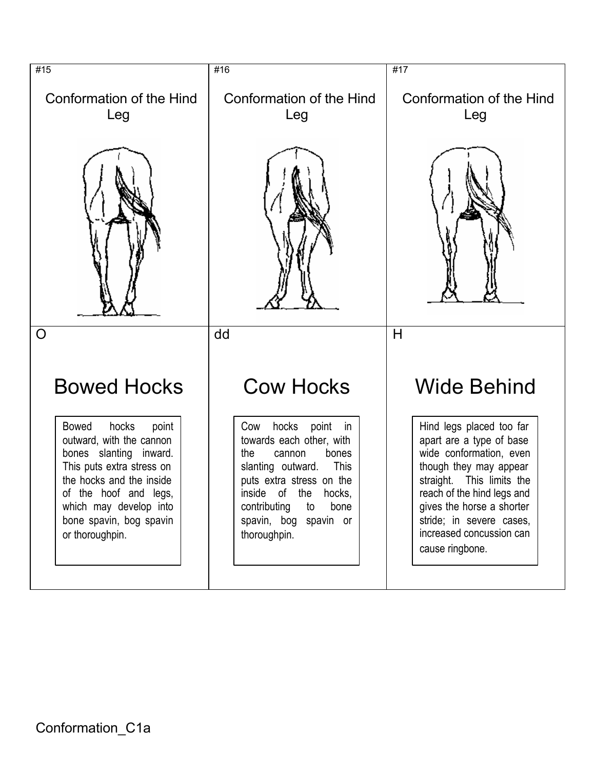| #15 | #16 | #17 |
| --- | --- | --- |
| Conformation of the Hind Leg | Conformation of the Hind Leg | Conformation of the Hind Leg |
| O | dd | H |
| **Bowed Hocks** | **Cow Hocks** | **Wide Behind** |
| Bowed hocks point outward, with the cannon bones slanting inward. This puts extra stress on the hocks and the inside of the hoof and legs, which may develop into bone spavin, bog spavin or thoroughpin. | Cow hocks point in towards each other, with the cannon bones slanting outward. This puts extra stress on the inside of the hocks, contributing to bone spavin, bog spavin or thoroughpin. | Hind legs placed too far apart are a type of base wide conformation, even though they may appear straight. This limits the reach of the hind legs and gives the horse a shorter stride; in severe cases, increased concussion can cause ringbone. |

Conformation_C1a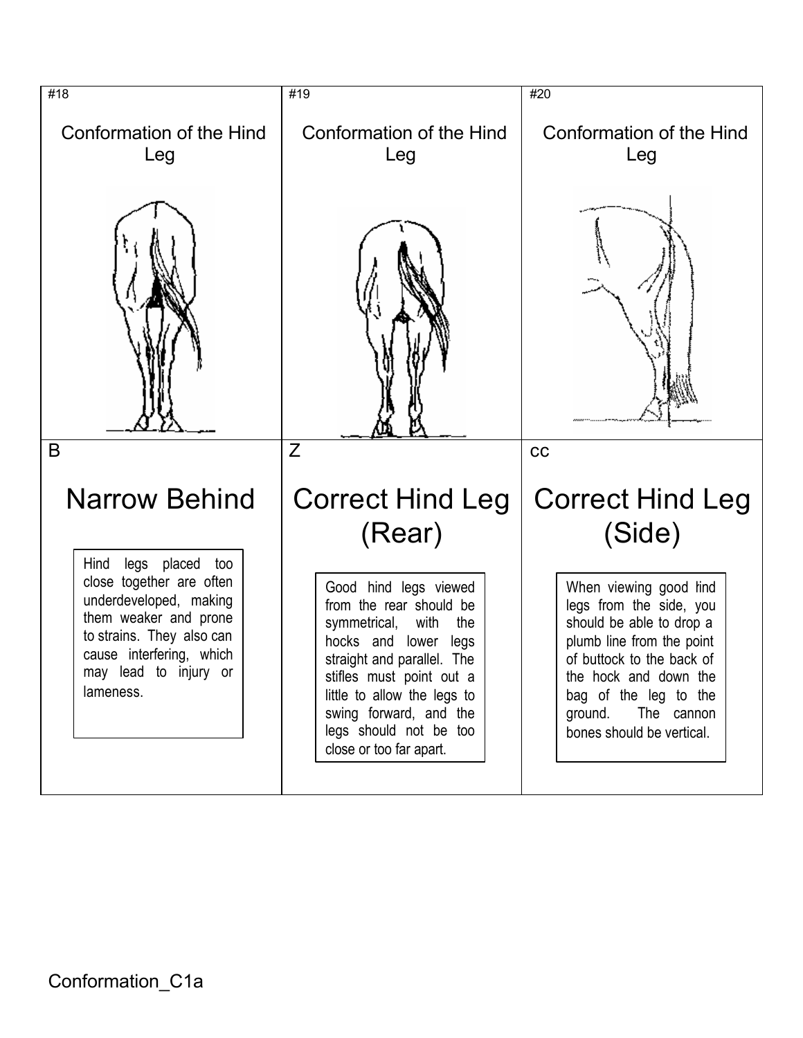| #18 | #19 | #20 |
| --- | --- | --- |
| Conformation of the Hind Leg | Conformation of the Hind Leg | Conformation of the Hind Leg |
| B | Z | cc |
| **Narrow Behind** | **Correct Hind Leg (Rear)** | **Correct Hind Leg (Side)** |
| Hind legs placed too close together are often underdeveloped, making them weaker and prone to strains. They also can cause interfering, which may lead to injury or lameness. | Good hind legs viewed from the rear should be symmetrical, with the hocks and lower legs straight and parallel. The stifles must point out a little to allow the legs to swing forward, and the legs should not be too close or too far apart. | When viewing good lind legs from the side, you should be able to drop a plumb line from the point of buttock to the back of the hock and down the bag of the leg to the ground. The cannon bones should be vertical. |

Conformation_C1a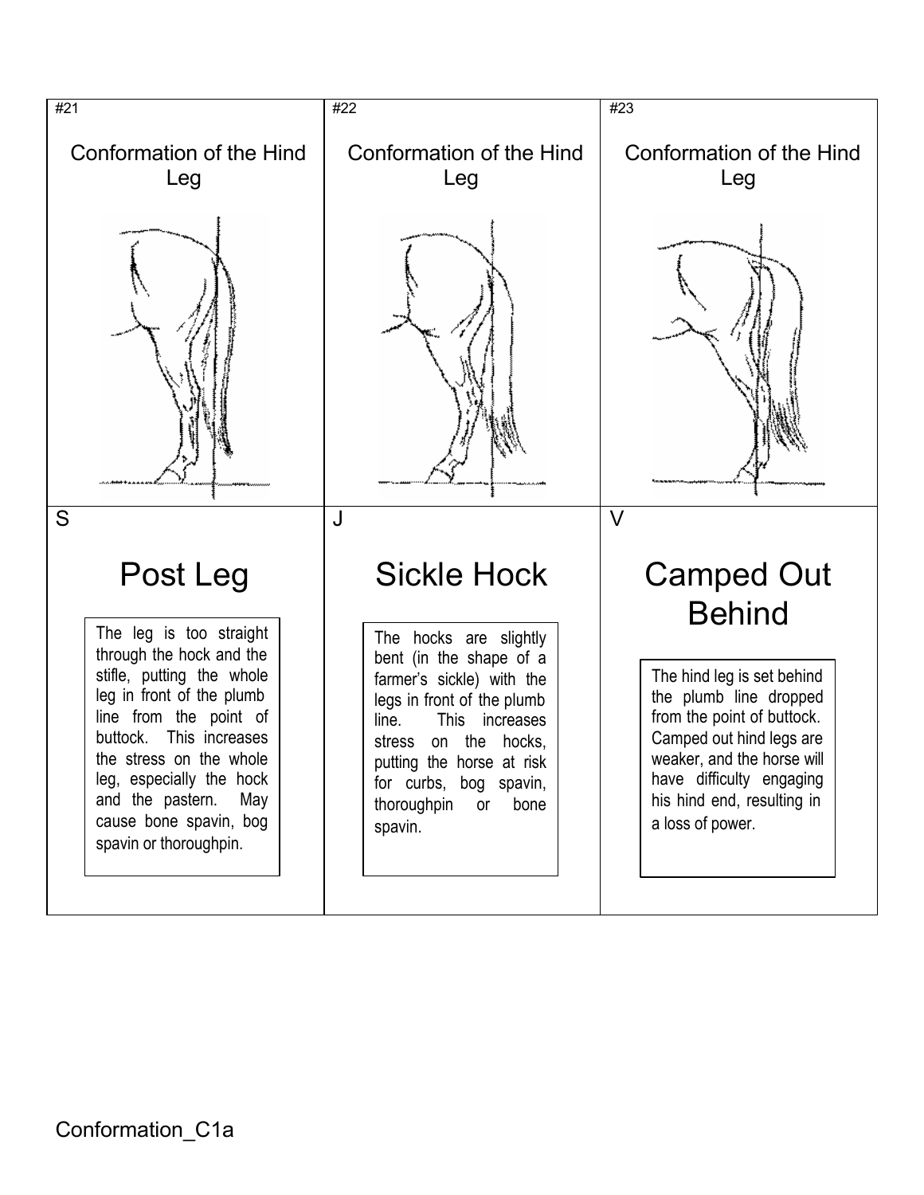| #21 | #22 | #23 |
|---|---|---|
| Conformation of the Hind Leg | Conformation of the Hind Leg | Conformation of the Hind Leg |
| S | J | V |
| **Post Leg** | **Sickle Hock** | **Camped Out Behind** |
| The leg is too straight through the hock and the stifle, putting the whole leg in front of the plumb line from the point of buttock. This increases the stress on the whole leg, especially the hock and the pastern. May cause bone spavin, bog spavin or thoroughpin. | The hocks are slightly bent (in the shape of a farmer's sickle) with the legs in front of the plumb line. This increases stress on the hocks, putting the horse at risk for curbs, bog spavin, thoroughpin or bone spavin. | The hind leg is set behind the plumb line dropped from the point of buttock. Camped out hind legs are weaker, and the horse will have difficulty engaging his hind end, resulting in a loss of power. |

Conformation_C1a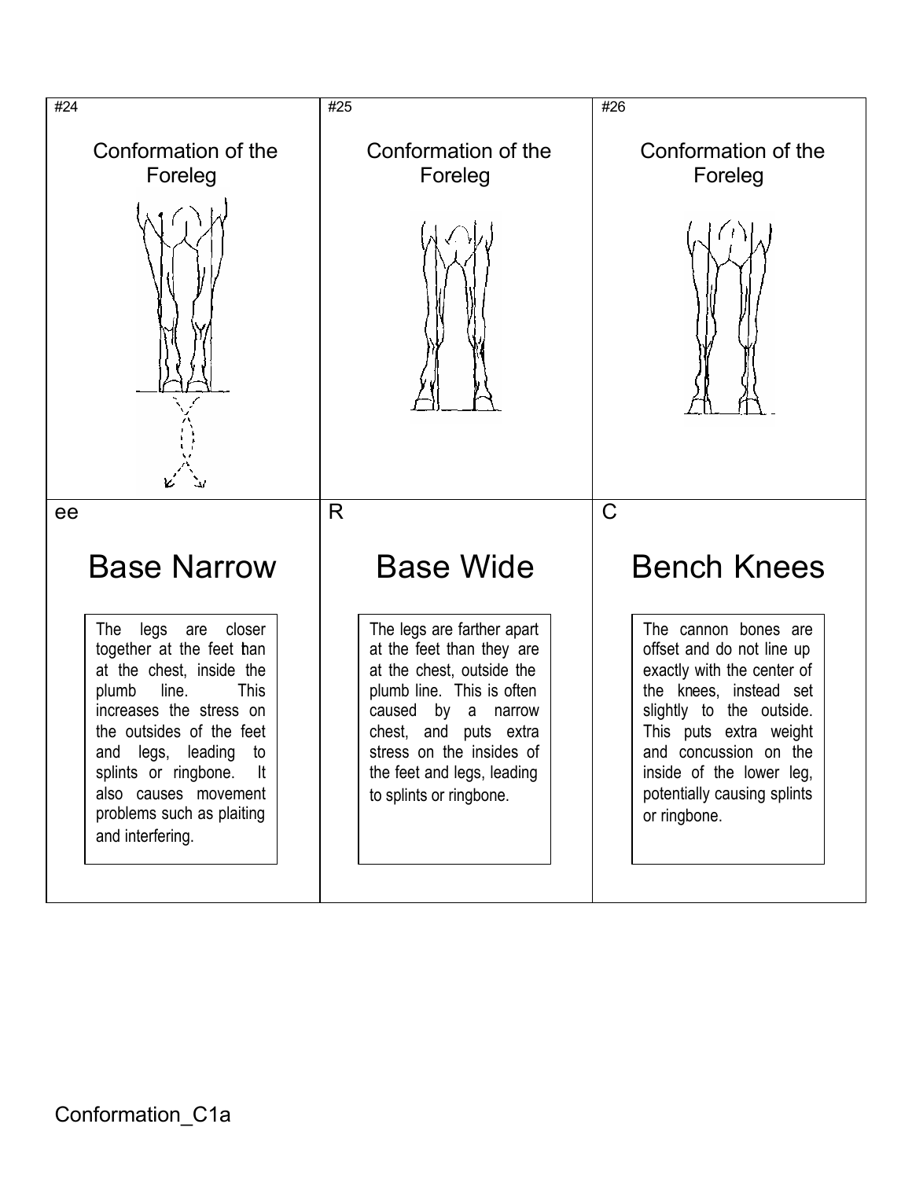| | | |
|---|---|---|
| #24<br><br>Conformation of the Foreleg | #25<br><br>Conformation of the Foreleg | #26<br><br>Conformation of the Foreleg |
| ee<br><br>**Base Narrow**<br><br>The legs are closer together at the feet than at the chest, inside the plumb line. This increases the stress on the outsides of the feet and legs, leading to splints or ringbone. It also causes movement problems such as plaiting and interfering. | R<br><br>**Base Wide**<br><br>The legs are farther apart at the feet than they are at the chest, outside the plumb line. This is often caused by a narrow chest, and puts extra stress on the insides of the feet and legs, leading to splints or ringbone. | C<br><br>**Bench Knees**<br><br>The cannon bones are offset and do not line up exactly with the center of the knees, instead set slightly to the outside. This puts extra weight and concussion on the inside of the lower leg, potentially causing splints or ringbone. |

Conformation_C1a